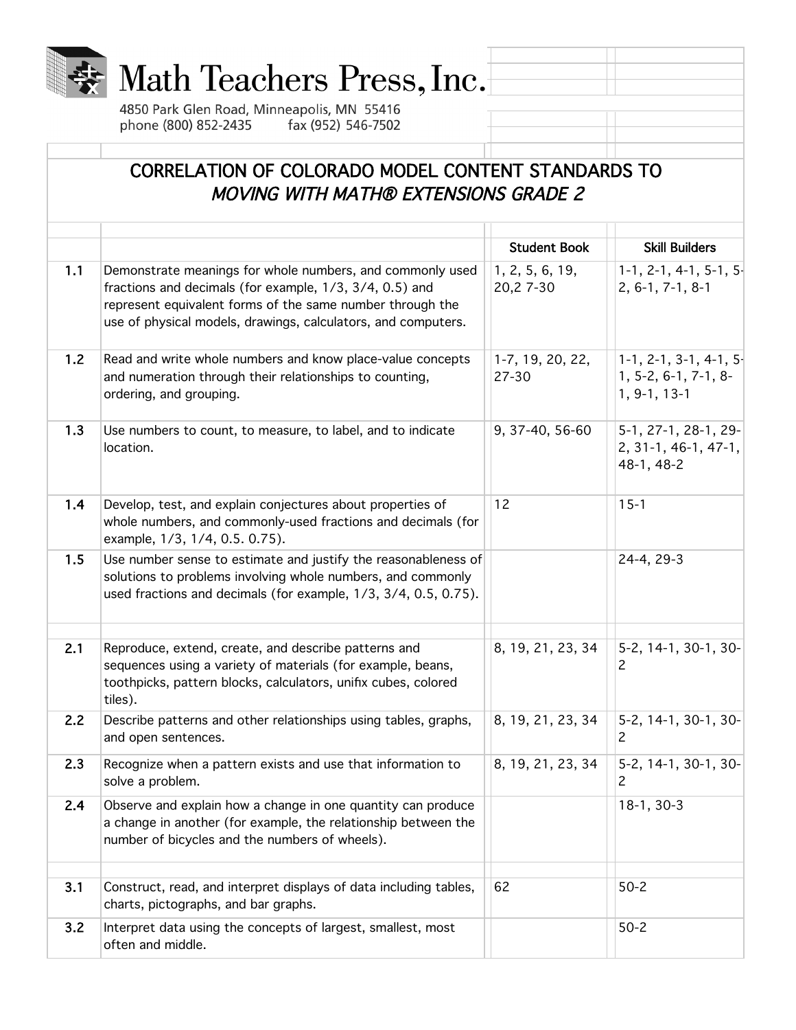# Math Teachers Press, Inc.

4850 Park Glen Road, Minneapolis, MN 55416
phone (800) 852-2435 fax (952) 546-7502

## CORRELATION OF COLORADO MODEL CONTENT STANDARDS TO *MOVING WITH MATH® EXTENSIONS GRADE 2*

| | | Student Book | Skill Builders |
|---|---|---|---|
| 1.1 | Demonstrate meanings for whole numbers, and commonly used fractions and decimals (for example, 1/3, 3/4, 0.5) and represent equivalent forms of the same number through the use of physical models, drawings, calculators, and computers. | 1, 2, 5, 6, 19, 20,2 7-30 | 1-1, 2-1, 4-1, 5-1, 5-2, 6-1, 7-1, 8-1 |
| 1.2 | Read and write whole numbers and know place-value concepts and numeration through their relationships to counting, ordering, and grouping. | 1-7, 19, 20, 22, 27-30 | 1-1, 2-1, 3-1, 4-1, 5-1, 5-2, 6-1, 7-1, 8-1, 9-1, 13-1 |
| 1.3 | Use numbers to count, to measure, to label, and to indicate location. | 9, 37-40, 56-60 | 5-1, 27-1, 28-1, 29-2, 31-1, 46-1, 47-1, 48-1, 48-2 |
| 1.4 | Develop, test, and explain conjectures about properties of whole numbers, and commonly-used fractions and decimals (for example, 1/3, 1/4, 0.5. 0.75). | 12 | 15-1 |
| 1.5 | Use number sense to estimate and justify the reasonableness of solutions to problems involving whole numbers, and commonly used fractions and decimals (for example, 1/3, 3/4, 0.5, 0.75). | | 24-4, 29-3 |
| | | | |
| 2.1 | Reproduce, extend, create, and describe patterns and sequences using a variety of materials (for example, beans, toothpicks, pattern blocks, calculators, unifix cubes, colored tiles). | 8, 19, 21, 23, 34 | 5-2, 14-1, 30-1, 30-2 |
| 2.2 | Describe patterns and other relationships using tables, graphs, and open sentences. | 8, 19, 21, 23, 34 | 5-2, 14-1, 30-1, 30-2 |
| 2.3 | Recognize when a pattern exists and use that information to solve a problem. | 8, 19, 21, 23, 34 | 5-2, 14-1, 30-1, 30-2 |
| 2.4 | Observe and explain how a change in one quantity can produce a change in another (for example, the relationship between the number of bicycles and the numbers of wheels). | | 18-1, 30-3 |
| | | | |
| 3.1 | Construct, read, and interpret displays of data including tables, charts, pictographs, and bar graphs. | 62 | 50-2 |
| 3.2 | Interpret data using the concepts of largest, smallest, most often and middle. | | 50-2 |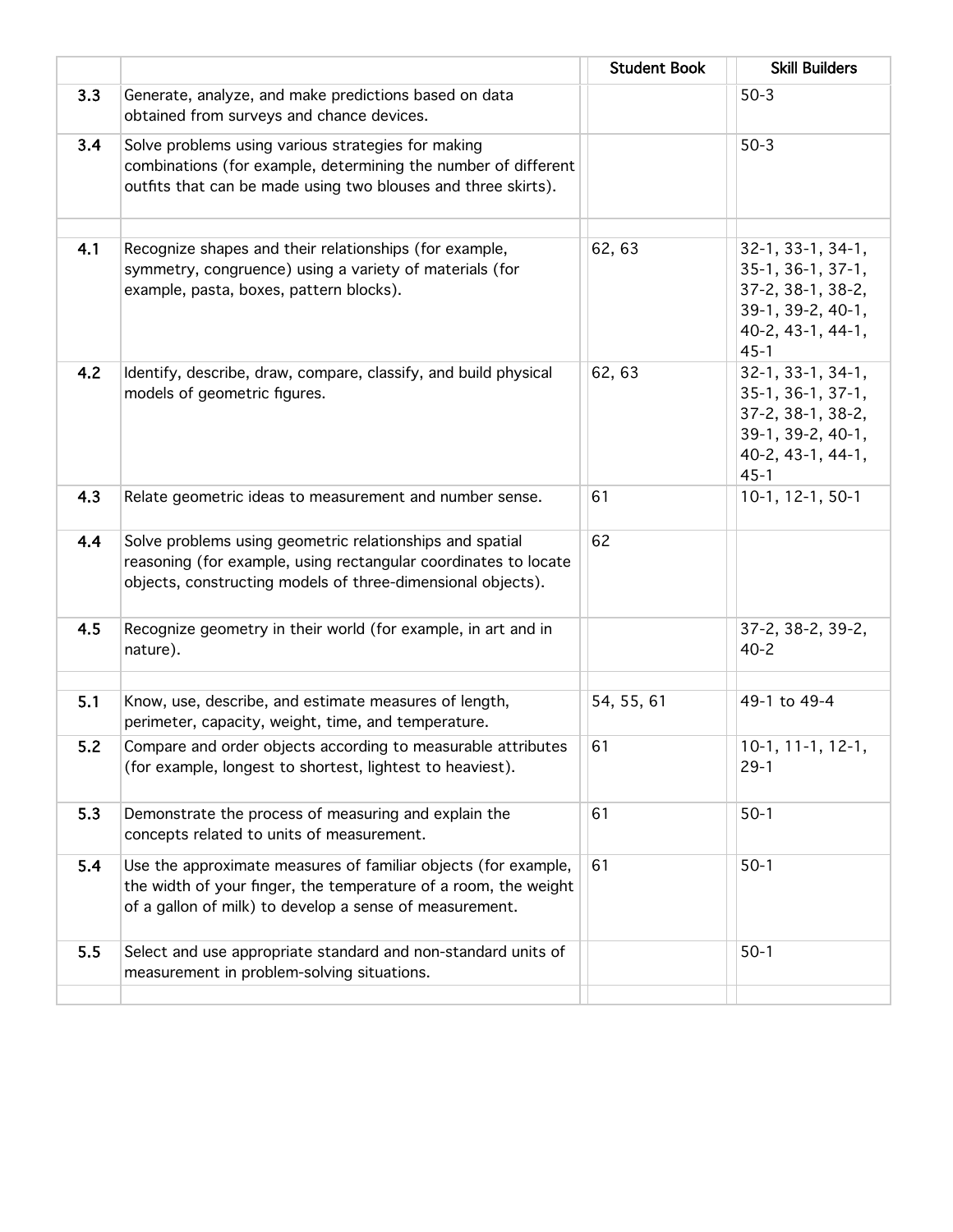| | | Student Book | Skill Builders |
|---|---|---|---|
| **3.3** | Generate, analyze, and make predictions based on data obtained from surveys and chance devices. | | 50-3 |
| **3.4** | Solve problems using various strategies for making combinations (for example, determining the number of different outfits that can be made using two blouses and three skirts). | | 50-3 |
| | | | |
| **4.1** | Recognize shapes and their relationships (for example, symmetry, congruence) using a variety of materials (for example, pasta, boxes, pattern blocks). | 62, 63 | 32-1, 33-1, 34-1, 35-1, 36-1, 37-1, 37-2, 38-1, 38-2, 39-1, 39-2, 40-1, 40-2, 43-1, 44-1, 45-1 |
| **4.2** | Identify, describe, draw, compare, classify, and build physical models of geometric figures. | 62, 63 | 32-1, 33-1, 34-1, 35-1, 36-1, 37-1, 37-2, 38-1, 38-2, 39-1, 39-2, 40-1, 40-2, 43-1, 44-1, 45-1 |
| **4.3** | Relate geometric ideas to measurement and number sense. | 61 | 10-1, 12-1, 50-1 |
| **4.4** | Solve problems using geometric relationships and spatial reasoning (for example, using rectangular coordinates to locate objects, constructing models of three-dimensional objects). | 62 | |
| **4.5** | Recognize geometry in their world (for example, in art and in nature). | | 37-2, 38-2, 39-2, 40-2 |
| | | | |
| **5.1** | Know, use, describe, and estimate measures of length, perimeter, capacity, weight, time, and temperature. | 54, 55, 61 | 49-1 to 49-4 |
| **5.2** | Compare and order objects according to measurable attributes (for example, longest to shortest, lightest to heaviest). | 61 | 10-1, 11-1, 12-1, 29-1 |
| **5.3** | Demonstrate the process of measuring and explain the concepts related to units of measurement. | 61 | 50-1 |
| **5.4** | Use the approximate measures of familiar objects (for example, the width of your finger, the temperature of a room, the weight of a gallon of milk) to develop a sense of measurement. | 61 | 50-1 |
| **5.5** | Select and use appropriate standard and non-standard units of measurement in problem-solving situations. | | 50-1 |
| | | | |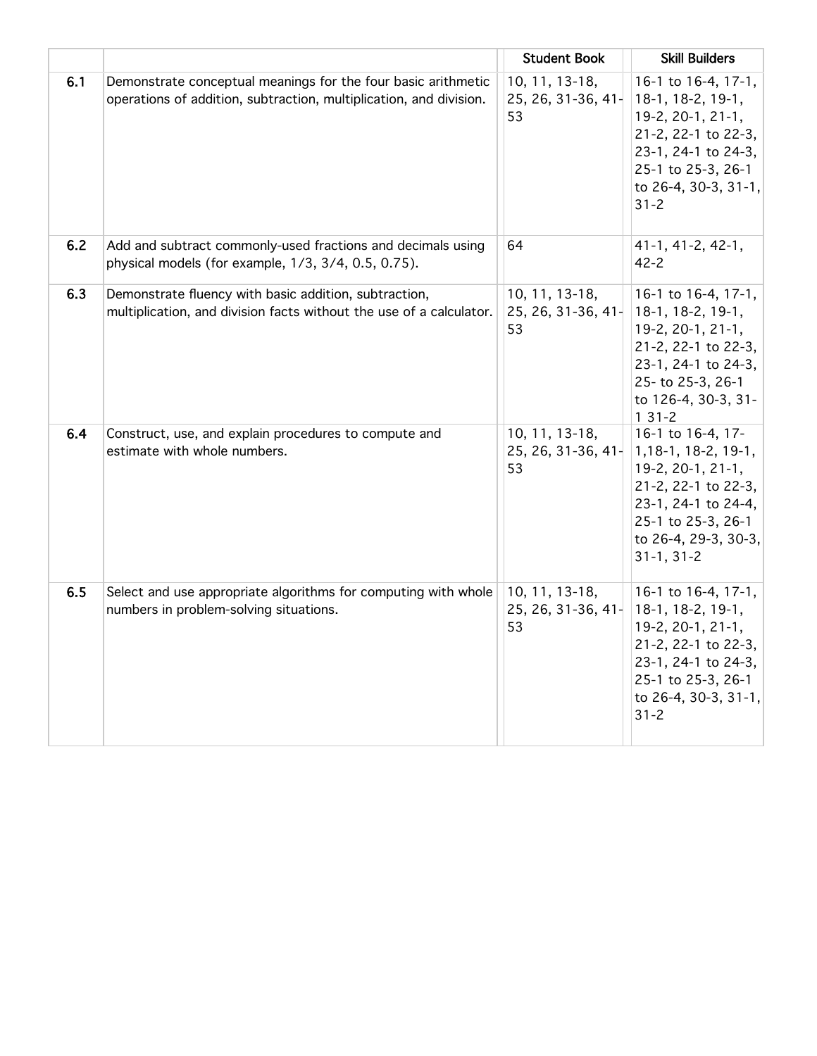| | | Student Book | Skill Builders |
|---|---|---|---|
| 6.1 | Demonstrate conceptual meanings for the four basic arithmetic operations of addition, subtraction, multiplication, and division. | 10, 11, 13-18, 25, 26, 31-36, 41-53 | 16-1 to 16-4, 17-1, 18-1, 18-2, 19-1, 19-2, 20-1, 21-1, 21-2, 22-1 to 22-3, 23-1, 24-1 to 24-3, 25-1 to 25-3, 26-1 to 26-4, 30-3, 31-1, 31-2 |
| 6.2 | Add and subtract commonly-used fractions and decimals using physical models (for example, 1/3, 3/4, 0.5, 0.75). | 64 | 41-1, 41-2, 42-1, 42-2 |
| 6.3 | Demonstrate fluency with basic addition, subtraction, multiplication, and division facts without the use of a calculator. | 10, 11, 13-18, 25, 26, 31-36, 41-53 | 16-1 to 16-4, 17-1, 18-1, 18-2, 19-1, 19-2, 20-1, 21-1, 21-2, 22-1 to 22-3, 23-1, 24-1 to 24-3, 25- to 25-3, 26-1 to 126-4, 30-3, 31-1 31-2 |
| 6.4 | Construct, use, and explain procedures to compute and estimate with whole numbers. | 10, 11, 13-18, 25, 26, 31-36, 41-53 | 16-1 to 16-4, 17-1,18-1, 18-2, 19-1, 19-2, 20-1, 21-1, 21-2, 22-1 to 22-3, 23-1, 24-1 to 24-4, 25-1 to 25-3, 26-1 to 26-4, 29-3, 30-3, 31-1, 31-2 |
| 6.5 | Select and use appropriate algorithms for computing with whole numbers in problem-solving situations. | 10, 11, 13-18, 25, 26, 31-36, 41-53 | 16-1 to 16-4, 17-1, 18-1, 18-2, 19-1, 19-2, 20-1, 21-1, 21-2, 22-1 to 22-3, 23-1, 24-1 to 24-3, 25-1 to 25-3, 26-1 to 26-4, 30-3, 31-1, 31-2 |